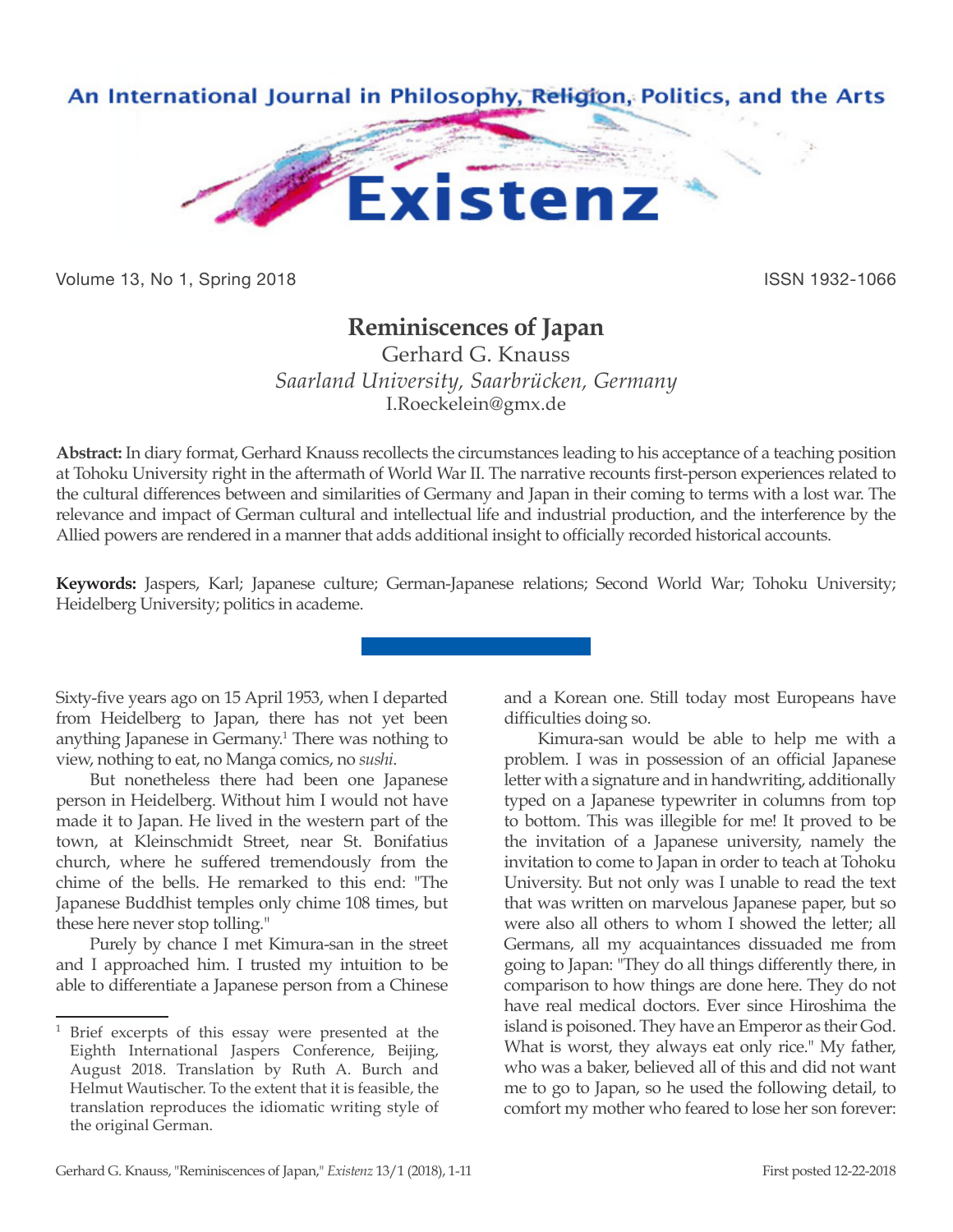# Reminiscences of Japan

Gerhard G. Knauss
*Saarland University, Saarbrücken, Germany*
I.Roeckelein@gmx.de

**Abstract:** In diary format, Gerhard Knauss recollects the circumstances leading to his acceptance of a teaching position at Tohoku University right in the aftermath of World War II. The narrative recounts first-person experiences related to the cultural differences between and similarities of Germany and Japan in their coming to terms with a lost war. The relevance and impact of German cultural and intellectual life and industrial production, and the interference by the Allied powers are rendered in a manner that adds additional insight to officially recorded historical accounts.

**Keywords:** Jaspers, Karl; Japanese culture; German-Japanese relations; Second World War; Tohoku University; Heidelberg University; politics in academe.

---

Sixty-five years ago on 15 April 1953, when I departed from Heidelberg to Japan, there has not yet been anything Japanese in Germany.[1] There was nothing to view, nothing to eat, no Manga comics, no *sushi*.

But nonetheless there had been one Japanese person in Heidelberg. Without him I would not have made it to Japan. He lived in the western part of the town, at Kleinschmidt Street, near St. Bonifatius church, where he suffered tremendously from the chime of the bells. He remarked to this end: "The Japanese Buddhist temples only chime 108 times, but these here never stop tolling."

Purely by chance I met Kimura-san in the street and I approached him. I trusted my intuition to be able to differentiate a Japanese person from a Chinese and a Korean one. Still today most Europeans have difficulties doing so.

Kimura-san would be able to help me with a problem. I was in possession of an official Japanese letter with a signature and in handwriting, additionally typed on a Japanese typewriter in columns from top to bottom. This was illegible for me! It proved to be the invitation of a Japanese university, namely the invitation to come to Japan in order to teach at Tohoku University. But not only was I unable to read the text that was written on marvelous Japanese paper, but so were also all others to whom I showed the letter; all Germans, all my acquaintances dissuaded me from going to Japan: "They do all things differently there, in comparison to how things are done here. They do not have real medical doctors. Ever since Hiroshima the island is poisoned. They have an Emperor as their God. What is worst, they always eat only rice." My father, who was a baker, believed all of this and did not want me to go to Japan, so he used the following detail, to comfort my mother who feared to lose her son forever:

[1] Brief excerpts of this essay were presented at the Eighth International Jaspers Conference, Beijing, August 2018. Translation by Ruth A. Burch and Helmut Wautischer. To the extent that it is feasible, the translation reproduces the idiomatic writing style of the original German.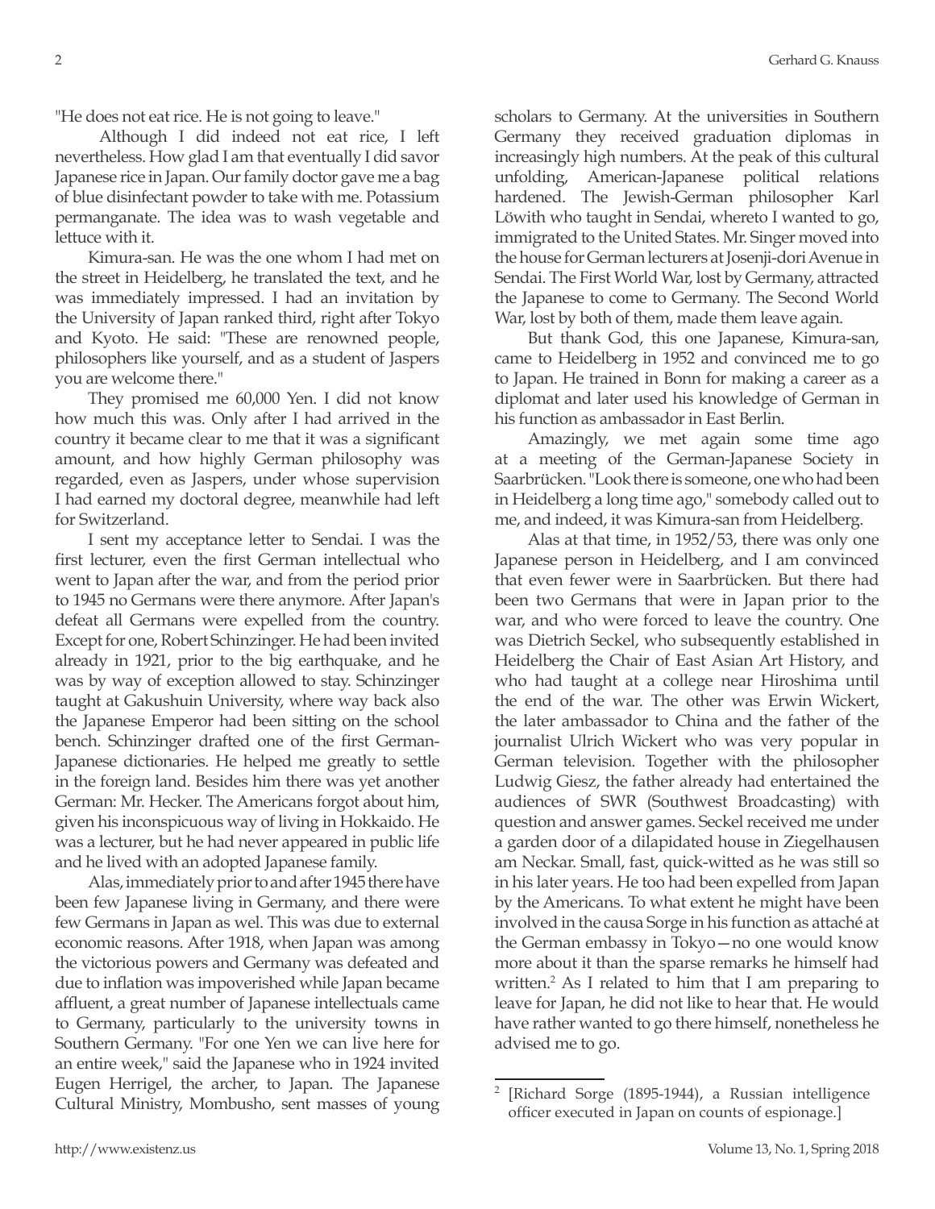"He does not eat rice. He is not going to leave."

Although I did indeed not eat rice, I left nevertheless. How glad I am that eventually I did savor Japanese rice in Japan. Our family doctor gave me a bag of blue disinfectant powder to take with me. Potassium permanganate. The idea was to wash vegetable and lettuce with it.

Kimura-san. He was the one whom I had met on the street in Heidelberg, he translated the text, and he was immediately impressed. I had an invitation by the University of Japan ranked third, right after Tokyo and Kyoto. He said: "These are renowned people, philosophers like yourself, and as a student of Jaspers you are welcome there."

They promised me 60,000 Yen. I did not know how much this was. Only after I had arrived in the country it became clear to me that it was a significant amount, and how highly German philosophy was regarded, even as Jaspers, under whose supervision I had earned my doctoral degree, meanwhile had left for Switzerland.

I sent my acceptance letter to Sendai. I was the first lecturer, even the first German intellectual who went to Japan after the war, and from the period prior to 1945 no Germans were there anymore. After Japan's defeat all Germans were expelled from the country. Except for one, Robert Schinzinger. He had been invited already in 1921, prior to the big earthquake, and he was by way of exception allowed to stay. Schinzinger taught at Gakushuin University, where way back also the Japanese Emperor had been sitting on the school bench. Schinzinger drafted one of the first German-Japanese dictionaries. He helped me greatly to settle in the foreign land. Besides him there was yet another German: Mr. Hecker. The Americans forgot about him, given his inconspicuous way of living in Hokkaido. He was a lecturer, but he had never appeared in public life and he lived with an adopted Japanese family.

Alas, immediately prior to and after 1945 there have been few Japanese living in Germany, and there were few Germans in Japan as wel. This was due to external economic reasons. After 1918, when Japan was among the victorious powers and Germany was defeated and due to inflation was impoverished while Japan became affluent, a great number of Japanese intellectuals came to Germany, particularly to the university towns in Southern Germany. "For one Yen we can live here for an entire week," said the Japanese who in 1924 invited Eugen Herrigel, the archer, to Japan. The Japanese Cultural Ministry, Mombusho, sent masses of young scholars to Germany. At the universities in Southern Germany they received graduation diplomas in increasingly high numbers. At the peak of this cultural unfolding, American-Japanese political relations hardened. The Jewish-German philosopher Karl Löwith who taught in Sendai, whereto I wanted to go, immigrated to the United States. Mr. Singer moved into the house for German lecturers at Josenji-dori Avenue in Sendai. The First World War, lost by Germany, attracted the Japanese to come to Germany. The Second World War, lost by both of them, made them leave again.

But thank God, this one Japanese, Kimura-san, came to Heidelberg in 1952 and convinced me to go to Japan. He trained in Bonn for making a career as a diplomat and later used his knowledge of German in his function as ambassador in East Berlin.

Amazingly, we met again some time ago at a meeting of the German-Japanese Society in Saarbrücken. "Look there is someone, one who had been in Heidelberg a long time ago," somebody called out to me, and indeed, it was Kimura-san from Heidelberg.

Alas at that time, in 1952/53, there was only one Japanese person in Heidelberg, and I am convinced that even fewer were in Saarbrücken. But there had been two Germans that were in Japan prior to the war, and who were forced to leave the country. One was Dietrich Seckel, who subsequently established in Heidelberg the Chair of East Asian Art History, and who had taught at a college near Hiroshima until the end of the war. The other was Erwin Wickert, the later ambassador to China and the father of the journalist Ulrich Wickert who was very popular in German television. Together with the philosopher Ludwig Giesz, the father already had entertained the audiences of SWR (Southwest Broadcasting) with question and answer games. Seckel received me under a garden door of a dilapidated house in Ziegelhausen am Neckar. Small, fast, quick-witted as he was still so in his later years. He too had been expelled from Japan by the Americans. To what extent he might have been involved in the causa Sorge in his function as attaché at the German embassy in Tokyo—no one would know more about it than the sparse remarks he himself had written.[2] As I related to him that I am preparing to leave for Japan, he did not like to hear that. He would have rather wanted to go there himself, nonetheless he advised me to go.

---

[2] [Richard Sorge (1895-1944), a Russian intelligence officer executed in Japan on counts of espionage.]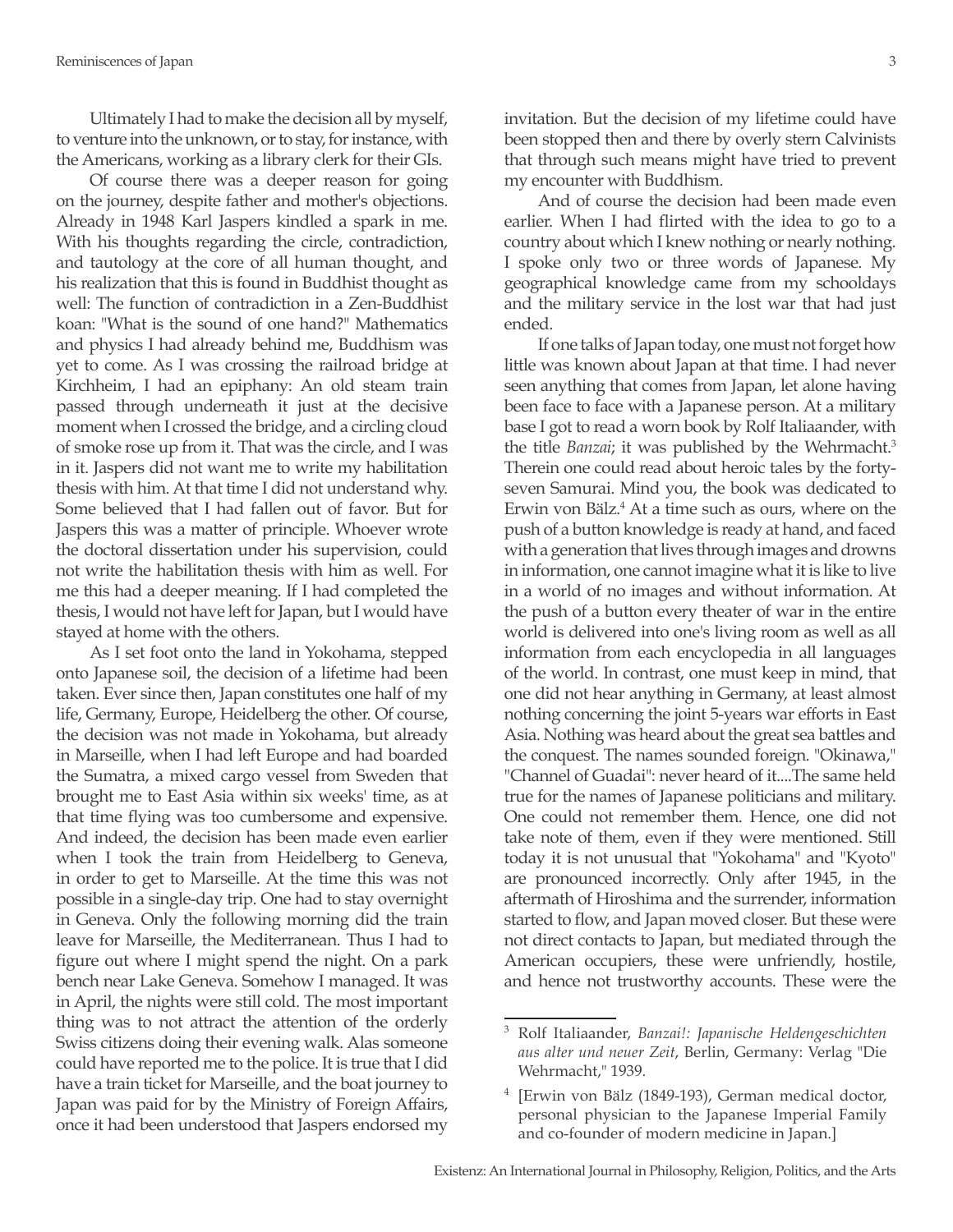Ultimately I had to make the decision all by myself, to venture into the unknown, or to stay, for instance, with the Americans, working as a library clerk for their GIs.

Of course there was a deeper reason for going on the journey, despite father and mother's objections. Already in 1948 Karl Jaspers kindled a spark in me. With his thoughts regarding the circle, contradiction, and tautology at the core of all human thought, and his realization that this is found in Buddhist thought as well: The function of contradiction in a Zen-Buddhist koan: "What is the sound of one hand?" Mathematics and physics I had already behind me, Buddhism was yet to come. As I was crossing the railroad bridge at Kirchheim, I had an epiphany: An old steam train passed through underneath it just at the decisive moment when I crossed the bridge, and a circling cloud of smoke rose up from it. That was the circle, and I was in it. Jaspers did not want me to write my habilitation thesis with him. At that time I did not understand why. Some believed that I had fallen out of favor. But for Jaspers this was a matter of principle. Whoever wrote the doctoral dissertation under his supervision, could not write the habilitation thesis with him as well. For me this had a deeper meaning. If I had completed the thesis, I would not have left for Japan, but I would have stayed at home with the others.

As I set foot onto the land in Yokohama, stepped onto Japanese soil, the decision of a lifetime had been taken. Ever since then, Japan constitutes one half of my life, Germany, Europe, Heidelberg the other. Of course, the decision was not made in Yokohama, but already in Marseille, when I had left Europe and had boarded the Sumatra, a mixed cargo vessel from Sweden that brought me to East Asia within six weeks' time, as at that time flying was too cumbersome and expensive. And indeed, the decision has been made even earlier when I took the train from Heidelberg to Geneva, in order to get to Marseille. At the time this was not possible in a single-day trip. One had to stay overnight in Geneva. Only the following morning did the train leave for Marseille, the Mediterranean. Thus I had to figure out where I might spend the night. On a park bench near Lake Geneva. Somehow I managed. It was in April, the nights were still cold. The most important thing was to not attract the attention of the orderly Swiss citizens doing their evening walk. Alas someone could have reported me to the police. It is true that I did have a train ticket for Marseille, and the boat journey to Japan was paid for by the Ministry of Foreign Affairs, once it had been understood that Jaspers endorsed my invitation. But the decision of my lifetime could have been stopped then and there by overly stern Calvinists that through such means might have tried to prevent my encounter with Buddhism.

And of course the decision had been made even earlier. When I had flirted with the idea to go to a country about which I knew nothing or nearly nothing. I spoke only two or three words of Japanese. My geographical knowledge came from my schooldays and the military service in the lost war that had just ended.

If one talks of Japan today, one must not forget how little was known about Japan at that time. I had never seen anything that comes from Japan, let alone having been face to face with a Japanese person. At a military base I got to read a worn book by Rolf Italiaander, with the title *Banzai*; it was published by the Wehrmacht.[3] Therein one could read about heroic tales by the forty-seven Samurai. Mind you, the book was dedicated to Erwin von Bälz.[4] At a time such as ours, where on the push of a button knowledge is ready at hand, and faced with a generation that lives through images and drowns in information, one cannot imagine what it is like to live in a world of no images and without information. At the push of a button every theater of war in the entire world is delivered into one's living room as well as all information from each encyclopedia in all languages of the world. In contrast, one must keep in mind, that one did not hear anything in Germany, at least almost nothing concerning the joint 5-years war efforts in East Asia. Nothing was heard about the great sea battles and the conquest. The names sounded foreign. "Okinawa," "Channel of Guadai": never heard of it....The same held true for the names of Japanese politicians and military. One could not remember them. Hence, one did not take note of them, even if they were mentioned. Still today it is not unusual that "Yokohama" and "Kyoto" are pronounced incorrectly. Only after 1945, in the aftermath of Hiroshima and the surrender, information started to flow, and Japan moved closer. But these were not direct contacts to Japan, but mediated through the American occupiers, these were unfriendly, hostile, and hence not trustworthy accounts. These were the

---

[3] Rolf Italiaander, *Banzai!: Japanische Heldengeschichten aus alter und neuer Zeit*, Berlin, Germany: Verlag "Die Wehrmacht," 1939.

[4] [Erwin von Bälz (1849-193), German medical doctor, personal physician to the Japanese Imperial Family and co-founder of modern medicine in Japan.]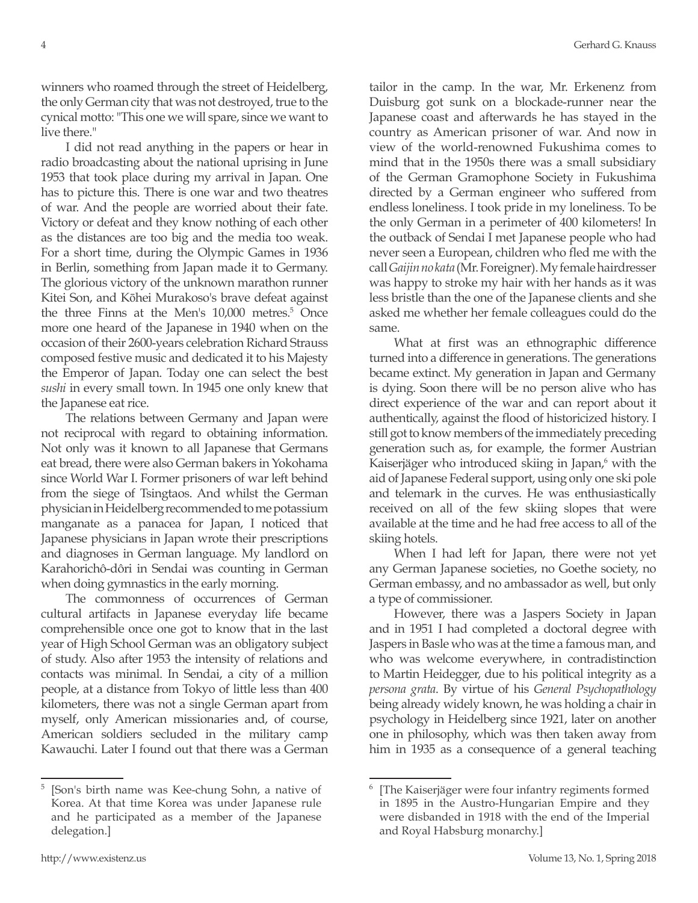winners who roamed through the street of Heidelberg, the only German city that was not destroyed, true to the cynical motto: "This one we will spare, since we want to live there."

I did not read anything in the papers or hear in radio broadcasting about the national uprising in June 1953 that took place during my arrival in Japan. One has to picture this. There is one war and two theatres of war. And the people are worried about their fate. Victory or defeat and they know nothing of each other as the distances are too big and the media too weak. For a short time, during the Olympic Games in 1936 in Berlin, something from Japan made it to Germany. The glorious victory of the unknown marathon runner Kitei Son, and Kōhei Murakoso's brave defeat against the three Finns at the Men's 10,000 metres.[5] Once more one heard of the Japanese in 1940 when on the occasion of their 2600-years celebration Richard Strauss composed festive music and dedicated it to his Majesty the Emperor of Japan. Today one can select the best *sushi* in every small town. In 1945 one only knew that the Japanese eat rice.

The relations between Germany and Japan were not reciprocal with regard to obtaining information. Not only was it known to all Japanese that Germans eat bread, there were also German bakers in Yokohama since World War I. Former prisoners of war left behind from the siege of Tsingtaos. And whilst the German physician in Heidelberg recommended to me potassium manganate as a panacea for Japan, I noticed that Japanese physicians in Japan wrote their prescriptions and diagnoses in German language. My landlord on Karahorichô-dôri in Sendai was counting in German when doing gymnastics in the early morning.

The commonness of occurrences of German cultural artifacts in Japanese everyday life became comprehensible once one got to know that in the last year of High School German was an obligatory subject of study. Also after 1953 the intensity of relations and contacts was minimal. In Sendai, a city of a million people, at a distance from Tokyo of little less than 400 kilometers, there was not a single German apart from myself, only American missionaries and, of course, American soldiers secluded in the military camp Kawauchi. Later I found out that there was a German tailor in the camp. In the war, Mr. Erkenenz from Duisburg got sunk on a blockade-runner near the Japanese coast and afterwards he has stayed in the country as American prisoner of war. And now in view of the world-renowned Fukushima comes to mind that in the 1950s there was a small subsidiary of the German Gramophone Society in Fukushima directed by a German engineer who suffered from endless loneliness. I took pride in my loneliness. To be the only German in a perimeter of 400 kilometers! In the outback of Sendai I met Japanese people who had never seen a European, children who fled me with the call *Gaijin no kata* (Mr. Foreigner). My female hairdresser was happy to stroke my hair with her hands as it was less bristle than the one of the Japanese clients and she asked me whether her female colleagues could do the same.

What at first was an ethnographic difference turned into a difference in generations. The generations became extinct. My generation in Japan and Germany is dying. Soon there will be no person alive who has direct experience of the war and can report about it authentically, against the flood of historicized history. I still got to know members of the immediately preceding generation such as, for example, the former Austrian Kaiserjäger who introduced skiing in Japan,[6] with the aid of Japanese Federal support, using only one ski pole and telemark in the curves. He was enthusiastically received on all of the few skiing slopes that were available at the time and he had free access to all of the skiing hotels.

When I had left for Japan, there were not yet any German Japanese societies, no Goethe society, no German embassy, and no ambassador as well, but only a type of commissioner.

However, there was a Jaspers Society in Japan and in 1951 I had completed a doctoral degree with Jaspers in Basle who was at the time a famous man, and who was welcome everywhere, in contradistinction to Martin Heidegger, due to his political integrity as a *persona grata*. By virtue of his *General Psychopathology* being already widely known, he was holding a chair in psychology in Heidelberg since 1921, later on another one in philosophy, which was then taken away from him in 1935 as a consequence of a general teaching

---

[5] [Son's birth name was Kee-chung Sohn, a native of Korea. At that time Korea was under Japanese rule and he participated as a member of the Japanese delegation.]

[6] [The Kaiserjäger were four infantry regiments formed in 1895 in the Austro-Hungarian Empire and they were disbanded in 1918 with the end of the Imperial and Royal Habsburg monarchy.]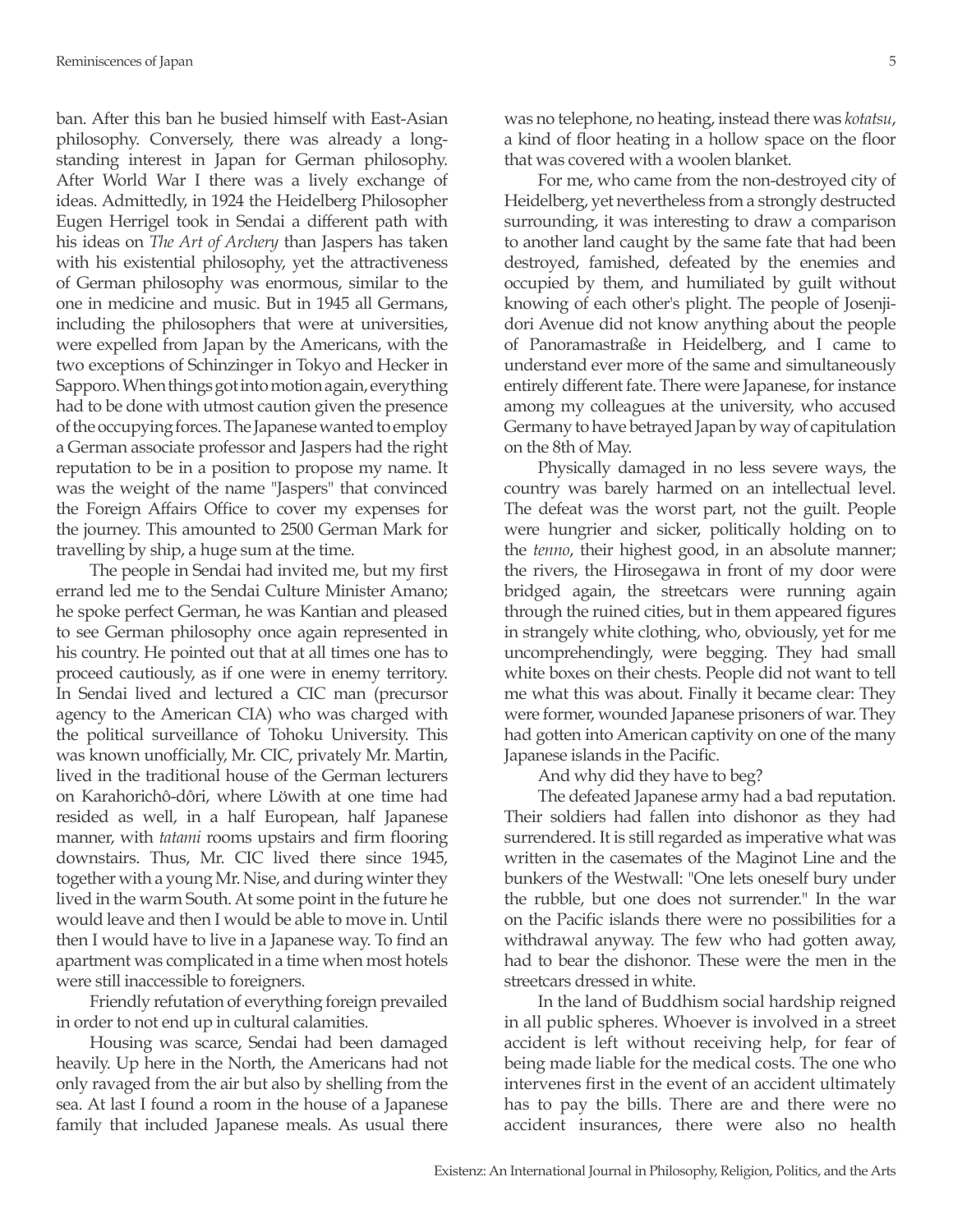ban. After this ban he busied himself with East-Asian philosophy. Conversely, there was already a longstanding interest in Japan for German philosophy. After World War I there was a lively exchange of ideas. Admittedly, in 1924 the Heidelberg Philosopher Eugen Herrigel took in Sendai a different path with his ideas on *The Art of Archery* than Jaspers has taken with his existential philosophy, yet the attractiveness of German philosophy was enormous, similar to the one in medicine and music. But in 1945 all Germans, including the philosophers that were at universities, were expelled from Japan by the Americans, with the two exceptions of Schinzinger in Tokyo and Hecker in Sapporo. When things got into motion again, everything had to be done with utmost caution given the presence of the occupying forces. The Japanese wanted to employ a German associate professor and Jaspers had the right reputation to be in a position to propose my name. It was the weight of the name "Jaspers" that convinced the Foreign Affairs Office to cover my expenses for the journey. This amounted to 2500 German Mark for travelling by ship, a huge sum at the time.

The people in Sendai had invited me, but my first errand led me to the Sendai Culture Minister Amano; he spoke perfect German, he was Kantian and pleased to see German philosophy once again represented in his country. He pointed out that at all times one has to proceed cautiously, as if one were in enemy territory. In Sendai lived and lectured a CIC man (precursor agency to the American CIA) who was charged with the political surveillance of Tohoku University. This was known unofficially, Mr. CIC, privately Mr. Martin, lived in the traditional house of the German lecturers on Karahorichô-dôri, where Löwith at one time had resided as well, in a half European, half Japanese manner, with *tatami* rooms upstairs and firm flooring downstairs. Thus, Mr. CIC lived there since 1945, together with a young Mr. Nise, and during winter they lived in the warm South. At some point in the future he would leave and then I would be able to move in. Until then I would have to live in a Japanese way. To find an apartment was complicated in a time when most hotels were still inaccessible to foreigners.

Friendly refutation of everything foreign prevailed in order to not end up in cultural calamities.

Housing was scarce, Sendai had been damaged heavily. Up here in the North, the Americans had not only ravaged from the air but also by shelling from the sea. At last I found a room in the house of a Japanese family that included Japanese meals. As usual there was no telephone, no heating, instead there was *kotatsu*, a kind of floor heating in a hollow space on the floor that was covered with a woolen blanket.

For me, who came from the non-destroyed city of Heidelberg, yet nevertheless from a strongly destructed surrounding, it was interesting to draw a comparison to another land caught by the same fate that had been destroyed, famished, defeated by the enemies and occupied by them, and humiliated by guilt without knowing of each other's plight. The people of Josenji-dori Avenue did not know anything about the people of Panoramastraße in Heidelberg, and I came to understand ever more of the same and simultaneously entirely different fate. There were Japanese, for instance among my colleagues at the university, who accused Germany to have betrayed Japan by way of capitulation on the 8th of May.

Physically damaged in no less severe ways, the country was barely harmed on an intellectual level. The defeat was the worst part, not the guilt. People were hungrier and sicker, politically holding on to the *tenno*, their highest good, in an absolute manner; the rivers, the Hirosegawa in front of my door were bridged again, the streetcars were running again through the ruined cities, but in them appeared figures in strangely white clothing, who, obviously, yet for me uncomprehendingly, were begging. They had small white boxes on their chests. People did not want to tell me what this was about. Finally it became clear: They were former, wounded Japanese prisoners of war. They had gotten into American captivity on one of the many Japanese islands in the Pacific.

And why did they have to beg?

The defeated Japanese army had a bad reputation. Their soldiers had fallen into dishonor as they had surrendered. It is still regarded as imperative what was written in the casemates of the Maginot Line and the bunkers of the Westwall: "One lets oneself bury under the rubble, but one does not surrender." In the war on the Pacific islands there were no possibilities for a withdrawal anyway. The few who had gotten away, had to bear the dishonor. These were the men in the streetcars dressed in white.

In the land of Buddhism social hardship reigned in all public spheres. Whoever is involved in a street accident is left without receiving help, for fear of being made liable for the medical costs. The one who intervenes first in the event of an accident ultimately has to pay the bills. There are and there were no accident insurances, there were also no health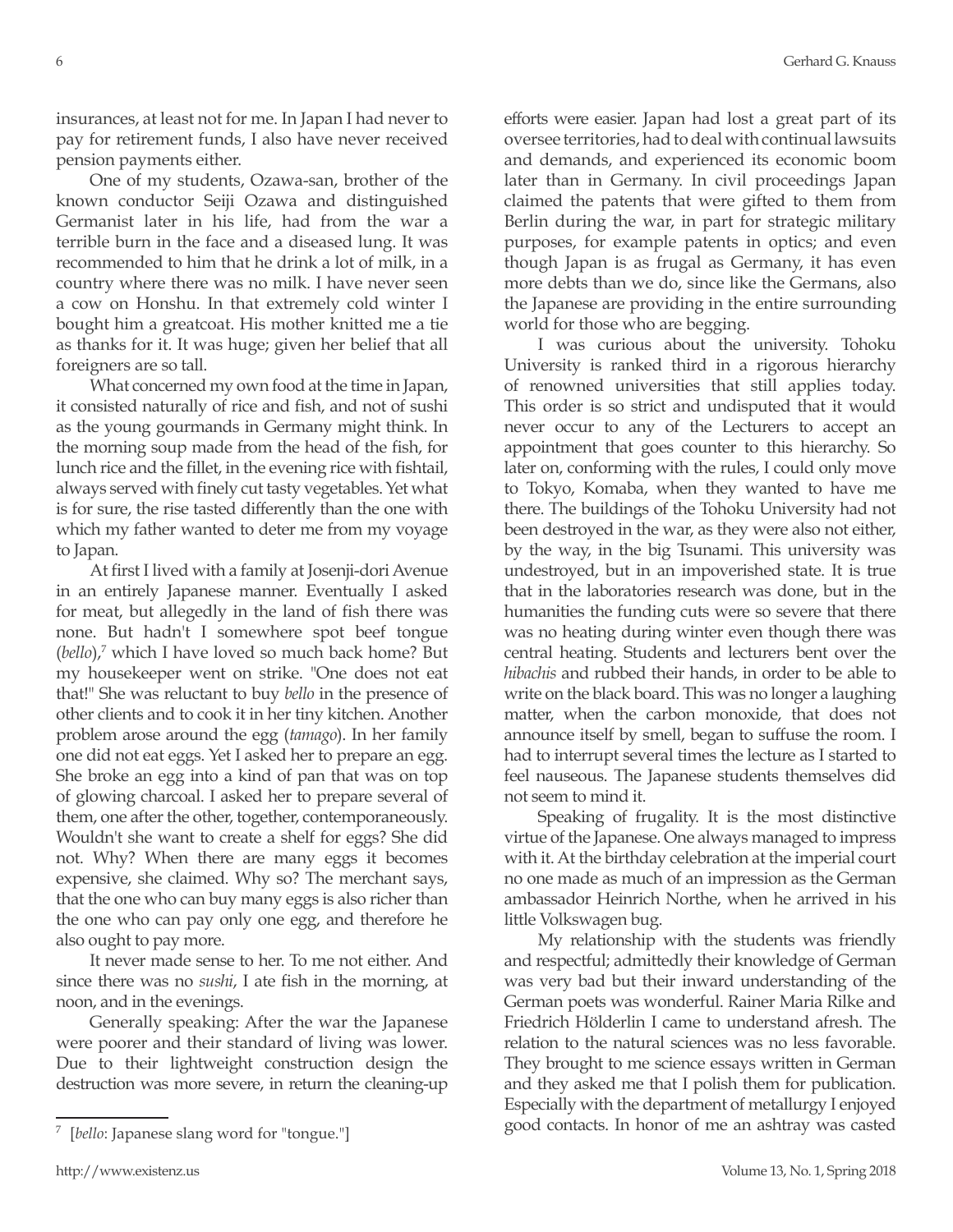insurances, at least not for me. In Japan I had never to pay for retirement funds, I also have never received pension payments either.

One of my students, Ozawa-san, brother of the known conductor Seiji Ozawa and distinguished Germanist later in his life, had from the war a terrible burn in the face and a diseased lung. It was recommended to him that he drink a lot of milk, in a country where there was no milk. I have never seen a cow on Honshu. In that extremely cold winter I bought him a greatcoat. His mother knitted me a tie as thanks for it. It was huge; given her belief that all foreigners are so tall.

What concerned my own food at the time in Japan, it consisted naturally of rice and fish, and not of sushi as the young gourmands in Germany might think. In the morning soup made from the head of the fish, for lunch rice and the fillet, in the evening rice with fishtail, always served with finely cut tasty vegetables. Yet what is for sure, the rise tasted differently than the one with which my father wanted to deter me from my voyage to Japan.

At first I lived with a family at Josenji-dori Avenue in an entirely Japanese manner. Eventually I asked for meat, but allegedly in the land of fish there was none. But hadn't I somewhere spot beef tongue (*bello*),[7] which I have loved so much back home? But my housekeeper went on strike. "One does not eat that!" She was reluctant to buy *bello* in the presence of other clients and to cook it in her tiny kitchen. Another problem arose around the egg (*tamago*). In her family one did not eat eggs. Yet I asked her to prepare an egg. She broke an egg into a kind of pan that was on top of glowing charcoal. I asked her to prepare several of them, one after the other, together, contemporaneously. Wouldn't she want to create a shelf for eggs? She did not. Why? When there are many eggs it becomes expensive, she claimed. Why so? The merchant says, that the one who can buy many eggs is also richer than the one who can pay only one egg, and therefore he also ought to pay more.

It never made sense to her. To me not either. And since there was no *sushi*, I ate fish in the morning, at noon, and in the evenings.

Generally speaking: After the war the Japanese were poorer and their standard of living was lower. Due to their lightweight construction design the destruction was more severe, in return the cleaning-up efforts were easier. Japan had lost a great part of its oversee territories, had to deal with continual lawsuits and demands, and experienced its economic boom later than in Germany. In civil proceedings Japan claimed the patents that were gifted to them from Berlin during the war, in part for strategic military purposes, for example patents in optics; and even though Japan is as frugal as Germany, it has even more debts than we do, since like the Germans, also the Japanese are providing in the entire surrounding world for those who are begging.

I was curious about the university. Tohoku University is ranked third in a rigorous hierarchy of renowned universities that still applies today. This order is so strict and undisputed that it would never occur to any of the Lecturers to accept an appointment that goes counter to this hierarchy. So later on, conforming with the rules, I could only move to Tokyo, Komaba, when they wanted to have me there. The buildings of the Tohoku University had not been destroyed in the war, as they were also not either, by the way, in the big Tsunami. This university was undestroyed, but in an impoverished state. It is true that in the laboratories research was done, but in the humanities the funding cuts were so severe that there was no heating during winter even though there was central heating. Students and lecturers bent over the *hibachis* and rubbed their hands, in order to be able to write on the black board. This was no longer a laughing matter, when the carbon monoxide, that does not announce itself by smell, began to suffuse the room. I had to interrupt several times the lecture as I started to feel nauseous. The Japanese students themselves did not seem to mind it.

Speaking of frugality. It is the most distinctive virtue of the Japanese. One always managed to impress with it. At the birthday celebration at the imperial court no one made as much of an impression as the German ambassador Heinrich Northe, when he arrived in his little Volkswagen bug.

My relationship with the students was friendly and respectful; admittedly their knowledge of German was very bad but their inward understanding of the German poets was wonderful. Rainer Maria Rilke and Friedrich Hölderlin I came to understand afresh. The relation to the natural sciences was no less favorable. They brought to me science essays written in German and they asked me that I polish them for publication. Especially with the department of metallurgy I enjoyed good contacts. In honor of me an ashtray was casted

---

[7] [*bello*: Japanese slang word for "tongue."]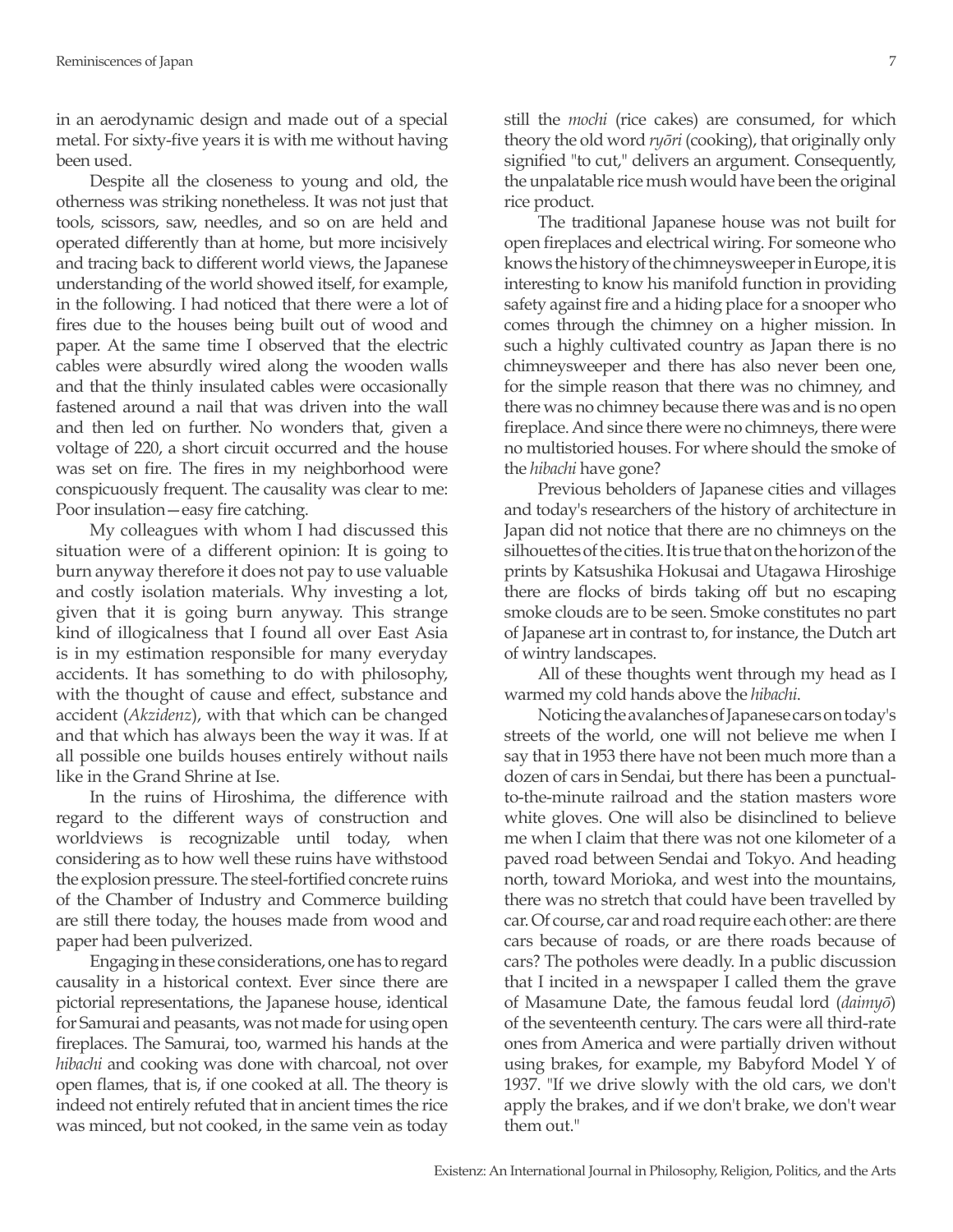in an aerodynamic design and made out of a special metal. For sixty-five years it is with me without having been used.

Despite all the closeness to young and old, the otherness was striking nonetheless. It was not just that tools, scissors, saw, needles, and so on are held and operated differently than at home, but more incisively and tracing back to different world views, the Japanese understanding of the world showed itself, for example, in the following. I had noticed that there were a lot of fires due to the houses being built out of wood and paper. At the same time I observed that the electric cables were absurdly wired along the wooden walls and that the thinly insulated cables were occasionally fastened around a nail that was driven into the wall and then led on further. No wonders that, given a voltage of 220, a short circuit occurred and the house was set on fire. The fires in my neighborhood were conspicuously frequent. The causality was clear to me: Poor insulation—easy fire catching.

My colleagues with whom I had discussed this situation were of a different opinion: It is going to burn anyway therefore it does not pay to use valuable and costly isolation materials. Why investing a lot, given that it is going burn anyway. This strange kind of illogicalness that I found all over East Asia is in my estimation responsible for many everyday accidents. It has something to do with philosophy, with the thought of cause and effect, substance and accident (*Akzidenz*), with that which can be changed and that which has always been the way it was. If at all possible one builds houses entirely without nails like in the Grand Shrine at Ise.

In the ruins of Hiroshima, the difference with regard to the different ways of construction and worldviews is recognizable until today, when considering as to how well these ruins have withstood the explosion pressure. The steel-fortified concrete ruins of the Chamber of Industry and Commerce building are still there today, the houses made from wood and paper had been pulverized.

Engaging in these considerations, one has to regard causality in a historical context. Ever since there are pictorial representations, the Japanese house, identical for Samurai and peasants, was not made for using open fireplaces. The Samurai, too, warmed his hands at the *hibachi* and cooking was done with charcoal, not over open flames, that is, if one cooked at all. The theory is indeed not entirely refuted that in ancient times the rice was minced, but not cooked, in the same vein as today still the *mochi* (rice cakes) are consumed, for which theory the old word *ryōri* (cooking), that originally only signified "to cut," delivers an argument. Consequently, the unpalatable rice mush would have been the original rice product.

The traditional Japanese house was not built for open fireplaces and electrical wiring. For someone who knows the history of the chimneysweeper in Europe, it is interesting to know his manifold function in providing safety against fire and a hiding place for a snooper who comes through the chimney on a higher mission. In such a highly cultivated country as Japan there is no chimneysweeper and there has also never been one, for the simple reason that there was no chimney, and there was no chimney because there was and is no open fireplace. And since there were no chimneys, there were no multistoried houses. For where should the smoke of the *hibachi* have gone?

Previous beholders of Japanese cities and villages and today's researchers of the history of architecture in Japan did not notice that there are no chimneys on the silhouettes of the cities. It is true that on the horizon of the prints by Katsushika Hokusai and Utagawa Hiroshige there are flocks of birds taking off but no escaping smoke clouds are to be seen. Smoke constitutes no part of Japanese art in contrast to, for instance, the Dutch art of wintry landscapes.

All of these thoughts went through my head as I warmed my cold hands above the *hibachi*.

Noticing the avalanches of Japanese cars on today's streets of the world, one will not believe me when I say that in 1953 there have not been much more than a dozen of cars in Sendai, but there has been a punctual-to-the-minute railroad and the station masters wore white gloves. One will also be disinclined to believe me when I claim that there was not one kilometer of a paved road between Sendai and Tokyo. And heading north, toward Morioka, and west into the mountains, there was no stretch that could have been travelled by car. Of course, car and road require each other: are there cars because of roads, or are there roads because of cars? The potholes were deadly. In a public discussion that I incited in a newspaper I called them the grave of Masamune Date, the famous feudal lord (*daimyō*) of the seventeenth century. The cars were all third-rate ones from America and were partially driven without using brakes, for example, my Babyford Model Y of 1937. "If we drive slowly with the old cars, we don't apply the brakes, and if we don't brake, we don't wear them out."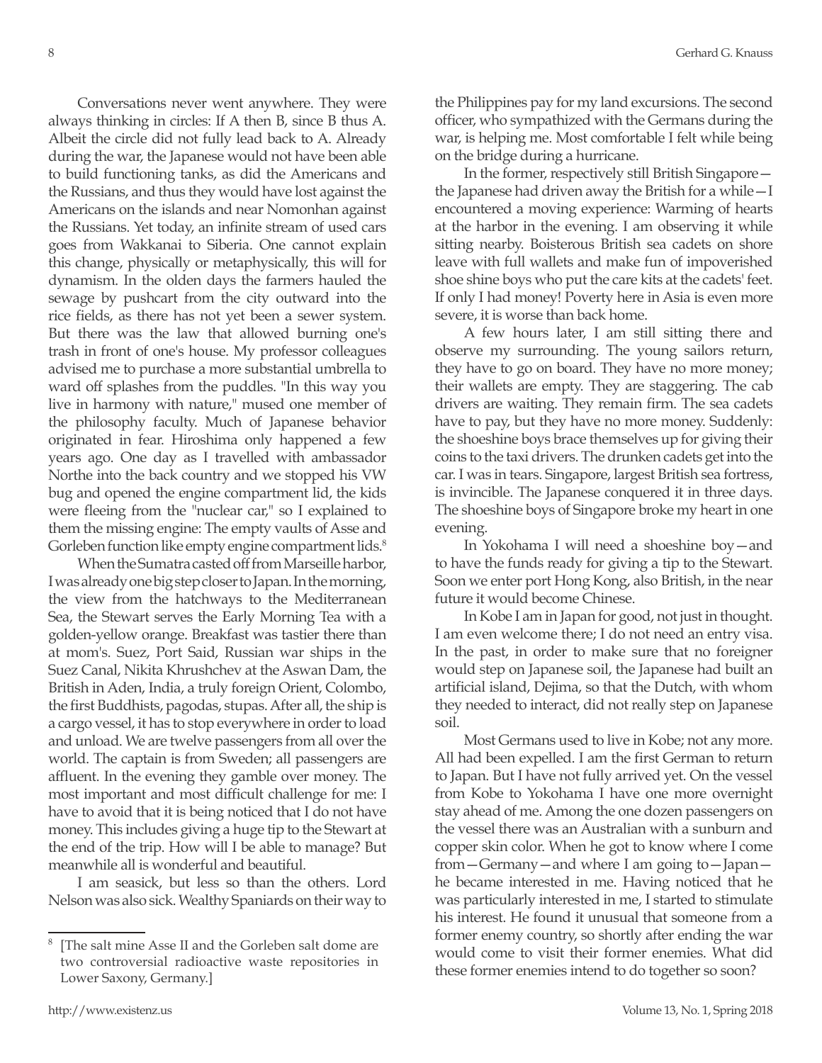Conversations never went anywhere. They were always thinking in circles: If A then B, since B thus A. Albeit the circle did not fully lead back to A. Already during the war, the Japanese would not have been able to build functioning tanks, as did the Americans and the Russians, and thus they would have lost against the Americans on the islands and near Nomonhan against the Russians. Yet today, an infinite stream of used cars goes from Wakkanai to Siberia. One cannot explain this change, physically or metaphysically, this will for dynamism. In the olden days the farmers hauled the sewage by pushcart from the city outward into the rice fields, as there has not yet been a sewer system. But there was the law that allowed burning one's trash in front of one's house. My professor colleagues advised me to purchase a more substantial umbrella to ward off splashes from the puddles. "In this way you live in harmony with nature," mused one member of the philosophy faculty. Much of Japanese behavior originated in fear. Hiroshima only happened a few years ago. One day as I travelled with ambassador Northe into the back country and we stopped his VW bug and opened the engine compartment lid, the kids were fleeing from the "nuclear car," so I explained to them the missing engine: The empty vaults of Asse and Gorleben function like empty engine compartment lids.[8]

When the Sumatra casted off from Marseille harbor, I was already one big step closer to Japan. In the morning, the view from the hatchways to the Mediterranean Sea, the Stewart serves the Early Morning Tea with a golden-yellow orange. Breakfast was tastier there than at mom's. Suez, Port Said, Russian war ships in the Suez Canal, Nikita Khrushchev at the Aswan Dam, the British in Aden, India, a truly foreign Orient, Colombo, the first Buddhists, pagodas, stupas. After all, the ship is a cargo vessel, it has to stop everywhere in order to load and unload. We are twelve passengers from all over the world. The captain is from Sweden; all passengers are affluent. In the evening they gamble over money. The most important and most difficult challenge for me: I have to avoid that it is being noticed that I do not have money. This includes giving a huge tip to the Stewart at the end of the trip. How will I be able to manage? But meanwhile all is wonderful and beautiful.

I am seasick, but less so than the others. Lord Nelson was also sick. Wealthy Spaniards on their way to the Philippines pay for my land excursions. The second officer, who sympathized with the Germans during the war, is helping me. Most comfortable I felt while being on the bridge during a hurricane.

In the former, respectively still British Singapore—the Japanese had driven away the British for a while—I encountered a moving experience: Warming of hearts at the harbor in the evening. I am observing it while sitting nearby. Boisterous British sea cadets on shore leave with full wallets and make fun of impoverished shoe shine boys who put the care kits at the cadets' feet. If only I had money! Poverty here in Asia is even more severe, it is worse than back home.

A few hours later, I am still sitting there and observe my surrounding. The young sailors return, they have to go on board. They have no more money; their wallets are empty. They are staggering. The cab drivers are waiting. They remain firm. The sea cadets have to pay, but they have no more money. Suddenly: the shoeshine boys brace themselves up for giving their coins to the taxi drivers. The drunken cadets get into the car. I was in tears. Singapore, largest British sea fortress, is invincible. The Japanese conquered it in three days. The shoeshine boys of Singapore broke my heart in one evening.

In Yokohama I will need a shoeshine boy—and to have the funds ready for giving a tip to the Stewart. Soon we enter port Hong Kong, also British, in the near future it would become Chinese.

In Kobe I am in Japan for good, not just in thought. I am even welcome there; I do not need an entry visa. In the past, in order to make sure that no foreigner would step on Japanese soil, the Japanese had built an artificial island, Dejima, so that the Dutch, with whom they needed to interact, did not really step on Japanese soil.

Most Germans used to live in Kobe; not any more. All had been expelled. I am the first German to return to Japan. But I have not fully arrived yet. On the vessel from Kobe to Yokohama I have one more overnight stay ahead of me. Among the one dozen passengers on the vessel there was an Australian with a sunburn and copper skin color. When he got to know where I come from—Germany—and where I am going to—Japan—he became interested in me. Having noticed that he was particularly interested in me, I started to stimulate his interest. He found it unusual that someone from a former enemy country, so shortly after ending the war would come to visit their former enemies. What did these former enemies intend to do together so soon?

---

[8] [The salt mine Asse II and the Gorleben salt dome are two controversial radioactive waste repositories in Lower Saxony, Germany.]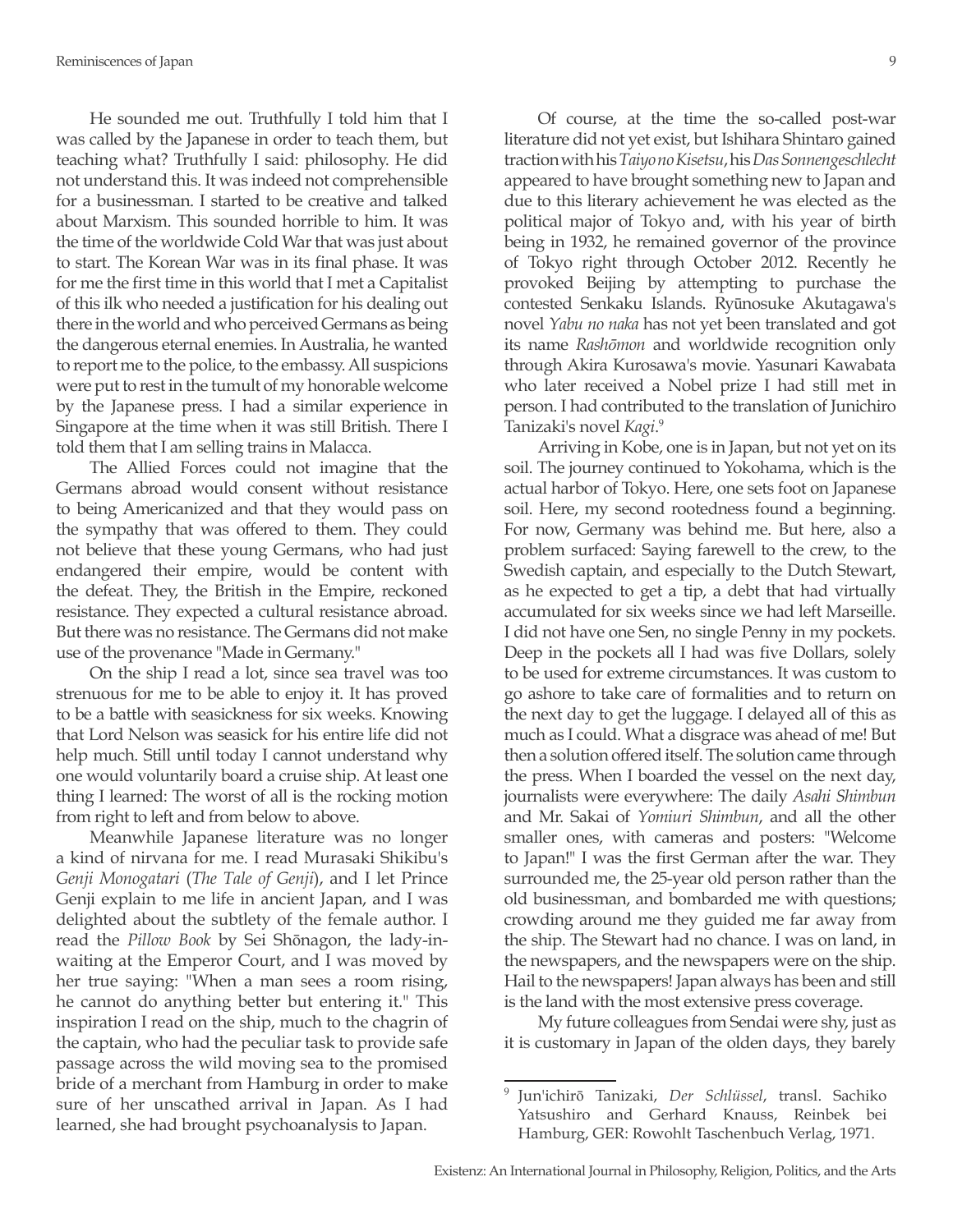He sounded me out. Truthfully I told him that I was called by the Japanese in order to teach them, but teaching what? Truthfully I said: philosophy. He did not understand this. It was indeed not comprehensible for a businessman. I started to be creative and talked about Marxism. This sounded horrible to him. It was the time of the worldwide Cold War that was just about to start. The Korean War was in its final phase. It was for me the first time in this world that I met a Capitalist of this ilk who needed a justification for his dealing out there in the world and who perceived Germans as being the dangerous eternal enemies. In Australia, he wanted to report me to the police, to the embassy. All suspicions were put to rest in the tumult of my honorable welcome by the Japanese press. I had a similar experience in Singapore at the time when it was still British. There I told them that I am selling trains in Malacca.

The Allied Forces could not imagine that the Germans abroad would consent without resistance to being Americanized and that they would pass on the sympathy that was offered to them. They could not believe that these young Germans, who had just endangered their empire, would be content with the defeat. They, the British in the Empire, reckoned resistance. They expected a cultural resistance abroad. But there was no resistance. The Germans did not make use of the provenance "Made in Germany."

On the ship I read a lot, since sea travel was too strenuous for me to be able to enjoy it. It has proved to be a battle with seasickness for six weeks. Knowing that Lord Nelson was seasick for his entire life did not help much. Still until today I cannot understand why one would voluntarily board a cruise ship. At least one thing I learned: The worst of all is the rocking motion from right to left and from below to above.

Meanwhile Japanese literature was no longer a kind of nirvana for me. I read Murasaki Shikibu's *Genji Monogatari* (*The Tale of Genji*), and I let Prince Genji explain to me life in ancient Japan, and I was delighted about the subtlety of the female author. I read the *Pillow Book* by Sei Shōnagon, the lady-in-waiting at the Emperor Court, and I was moved by her true saying: "When a man sees a room rising, he cannot do anything better but entering it." This inspiration I read on the ship, much to the chagrin of the captain, who had the peculiar task to provide safe passage across the wild moving sea to the promised bride of a merchant from Hamburg in order to make sure of her unscathed arrival in Japan. As I had learned, she had brought psychoanalysis to Japan.

Of course, at the time the so-called post-war literature did not yet exist, but Ishihara Shintaro gained traction with his *Taiyo no Kisetsu*, his *Das Sonnengeschlecht* appeared to have brought something new to Japan and due to this literary achievement he was elected as the political major of Tokyo and, with his year of birth being in 1932, he remained governor of the province of Tokyo right through October 2012. Recently he provoked Beijing by attempting to purchase the contested Senkaku Islands. Ryūnosuke Akutagawa's novel *Yabu no naka* has not yet been translated and got its name *Rashōmon* and worldwide recognition only through Akira Kurosawa's movie. Yasunari Kawabata who later received a Nobel prize I had still met in person. I had contributed to the translation of Junichiro Tanizaki's novel *Kagi*.[9]

Arriving in Kobe, one is in Japan, but not yet on its soil. The journey continued to Yokohama, which is the actual harbor of Tokyo. Here, one sets foot on Japanese soil. Here, my second rootedness found a beginning. For now, Germany was behind me. But here, also a problem surfaced: Saying farewell to the crew, to the Swedish captain, and especially to the Dutch Stewart, as he expected to get a tip, a debt that had virtually accumulated for six weeks since we had left Marseille. I did not have one Sen, no single Penny in my pockets. Deep in the pockets all I had was five Dollars, solely to be used for extreme circumstances. It was custom to go ashore to take care of formalities and to return on the next day to get the luggage. I delayed all of this as much as I could. What a disgrace was ahead of me! But then a solution offered itself. The solution came through the press. When I boarded the vessel on the next day, journalists were everywhere: The daily *Asahi Shimbun* and Mr. Sakai of *Yomiuri Shimbun*, and all the other smaller ones, with cameras and posters: "Welcome to Japan!" I was the first German after the war. They surrounded me, the 25-year old person rather than the old businessman, and bombarded me with questions; crowding around me they guided me far away from the ship. The Stewart had no chance. I was on land, in the newspapers, and the newspapers were on the ship. Hail to the newspapers! Japan always has been and still is the land with the most extensive press coverage.

My future colleagues from Sendai were shy, just as it is customary in Japan of the olden days, they barely

---

[9] Jun'ichirō Tanizaki, *Der Schlüssel*, transl. Sachiko Yatsushiro and Gerhard Knauss, Reinbek bei Hamburg, GER: Rowohlt Taschenbuch Verlag, 1971.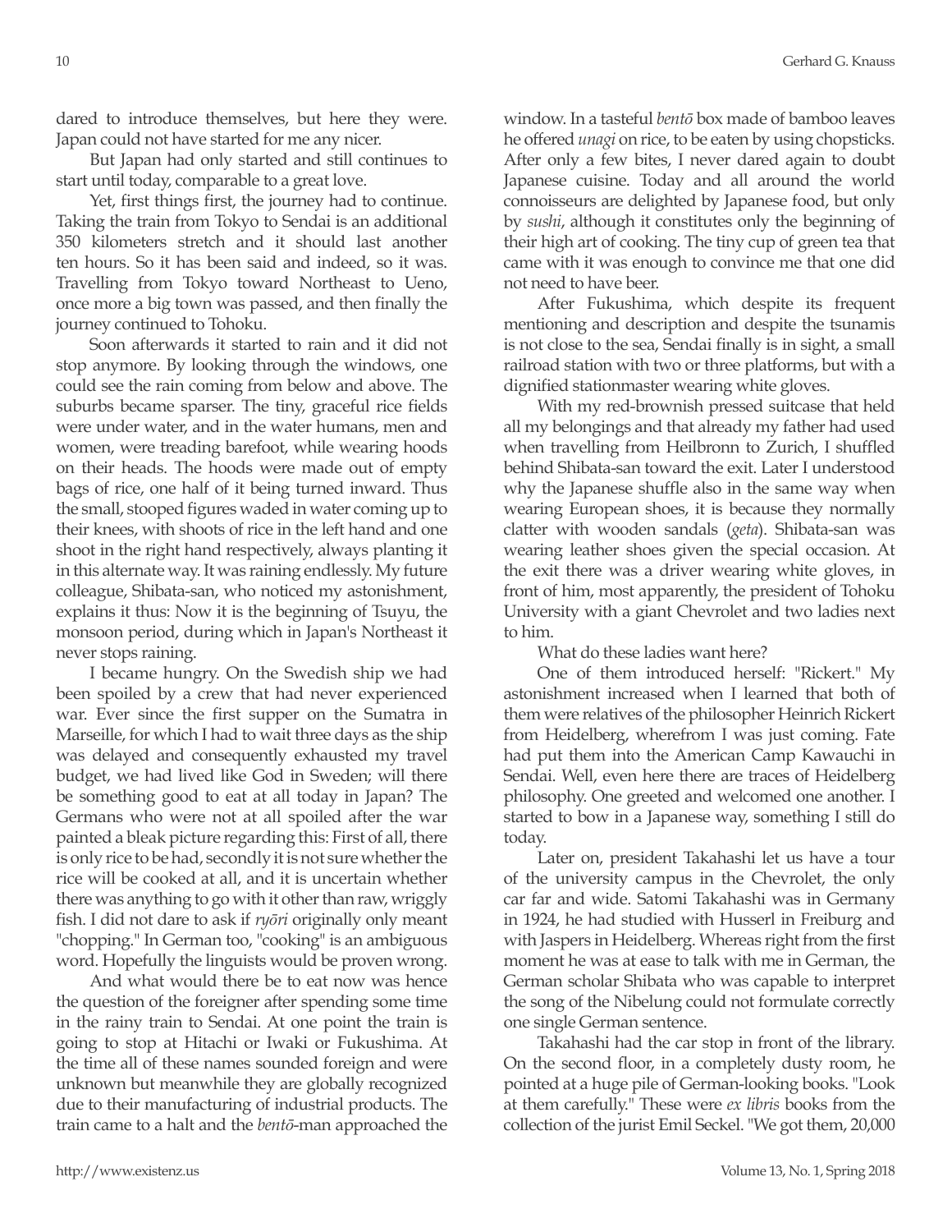dared to introduce themselves, but here they were. Japan could not have started for me any nicer.

But Japan had only started and still continues to start until today, comparable to a great love.

Yet, first things first, the journey had to continue. Taking the train from Tokyo to Sendai is an additional 350 kilometers stretch and it should last another ten hours. So it has been said and indeed, so it was. Travelling from Tokyo toward Northeast to Ueno, once more a big town was passed, and then finally the journey continued to Tohoku.

Soon afterwards it started to rain and it did not stop anymore. By looking through the windows, one could see the rain coming from below and above. The suburbs became sparser. The tiny, graceful rice fields were under water, and in the water humans, men and women, were treading barefoot, while wearing hoods on their heads. The hoods were made out of empty bags of rice, one half of it being turned inward. Thus the small, stooped figures waded in water coming up to their knees, with shoots of rice in the left hand and one shoot in the right hand respectively, always planting it in this alternate way. It was raining endlessly. My future colleague, Shibata-san, who noticed my astonishment, explains it thus: Now it is the beginning of Tsuyu, the monsoon period, during which in Japan's Northeast it never stops raining.

I became hungry. On the Swedish ship we had been spoiled by a crew that had never experienced war. Ever since the first supper on the Sumatra in Marseille, for which I had to wait three days as the ship was delayed and consequently exhausted my travel budget, we had lived like God in Sweden; will there be something good to eat at all today in Japan? The Germans who were not at all spoiled after the war painted a bleak picture regarding this: First of all, there is only rice to be had, secondly it is not sure whether the rice will be cooked at all, and it is uncertain whether there was anything to go with it other than raw, wriggly fish. I did not dare to ask if *ryōri* originally only meant "chopping." In German too, "cooking" is an ambiguous word. Hopefully the linguists would be proven wrong.

And what would there be to eat now was hence the question of the foreigner after spending some time in the rainy train to Sendai. At one point the train is going to stop at Hitachi or Iwaki or Fukushima. At the time all of these names sounded foreign and were unknown but meanwhile they are globally recognized due to their manufacturing of industrial products. The train came to a halt and the *bentō*-man approached the window. In a tasteful *bentō* box made of bamboo leaves he offered *unagi* on rice, to be eaten by using chopsticks. After only a few bites, I never dared again to doubt Japanese cuisine. Today and all around the world connoisseurs are delighted by Japanese food, but only by *sushi*, although it constitutes only the beginning of their high art of cooking. The tiny cup of green tea that came with it was enough to convince me that one did not need to have beer.

After Fukushima, which despite its frequent mentioning and description and despite the tsunamis is not close to the sea, Sendai finally is in sight, a small railroad station with two or three platforms, but with a dignified stationmaster wearing white gloves.

With my red-brownish pressed suitcase that held all my belongings and that already my father had used when travelling from Heilbronn to Zurich, I shuffled behind Shibata-san toward the exit. Later I understood why the Japanese shuffle also in the same way when wearing European shoes, it is because they normally clatter with wooden sandals (*geta*). Shibata-san was wearing leather shoes given the special occasion. At the exit there was a driver wearing white gloves, in front of him, most apparently, the president of Tohoku University with a giant Chevrolet and two ladies next to him.

What do these ladies want here?

One of them introduced herself: "Rickert." My astonishment increased when I learned that both of them were relatives of the philosopher Heinrich Rickert from Heidelberg, wherefrom I was just coming. Fate had put them into the American Camp Kawauchi in Sendai. Well, even here there are traces of Heidelberg philosophy. One greeted and welcomed one another. I started to bow in a Japanese way, something I still do today.

Later on, president Takahashi let us have a tour of the university campus in the Chevrolet, the only car far and wide. Satomi Takahashi was in Germany in 1924, he had studied with Husserl in Freiburg and with Jaspers in Heidelberg. Whereas right from the first moment he was at ease to talk with me in German, the German scholar Shibata who was capable to interpret the song of the Nibelung could not formulate correctly one single German sentence.

Takahashi had the car stop in front of the library. On the second floor, in a completely dusty room, he pointed at a huge pile of German-looking books. "Look at them carefully." These were *ex libris* books from the collection of the jurist Emil Seckel. "We got them, 20,000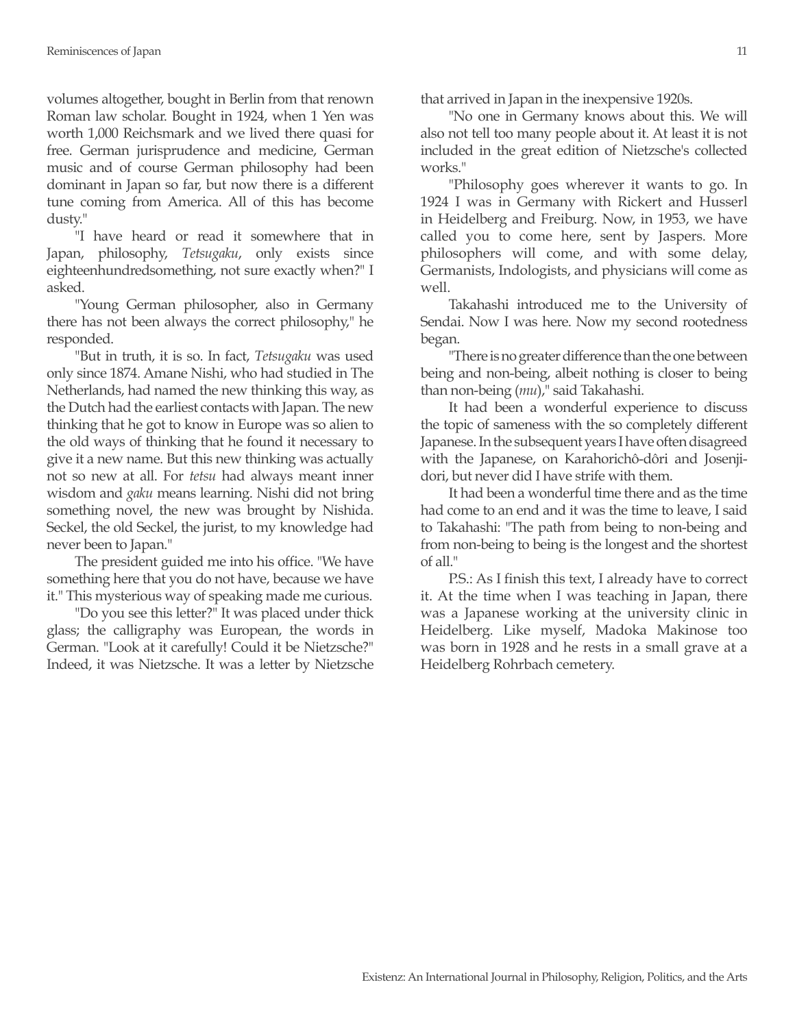volumes altogether, bought in Berlin from that renown Roman law scholar. Bought in 1924, when 1 Yen was worth 1,000 Reichsmark and we lived there quasi for free. German jurisprudence and medicine, German music and of course German philosophy had been dominant in Japan so far, but now there is a different tune coming from America. All of this has become dusty."

"I have heard or read it somewhere that in Japan, philosophy, *Tetsugaku*, only exists since eighteenhundredsomething, not sure exactly when?" I asked.

"Young German philosopher, also in Germany there has not been always the correct philosophy," he responded.

"But in truth, it is so. In fact, *Tetsugaku* was used only since 1874. Amane Nishi, who had studied in The Netherlands, had named the new thinking this way, as the Dutch had the earliest contacts with Japan. The new thinking that he got to know in Europe was so alien to the old ways of thinking that he found it necessary to give it a new name. But this new thinking was actually not so new at all. For *tetsu* had always meant inner wisdom and *gaku* means learning. Nishi did not bring something novel, the new was brought by Nishida. Seckel, the old Seckel, the jurist, to my knowledge had never been to Japan."

The president guided me into his office. "We have something here that you do not have, because we have it." This mysterious way of speaking made me curious.

"Do you see this letter?" It was placed under thick glass; the calligraphy was European, the words in German. "Look at it carefully! Could it be Nietzsche?" Indeed, it was Nietzsche. It was a letter by Nietzsche that arrived in Japan in the inexpensive 1920s.

"No one in Germany knows about this. We will also not tell too many people about it. At least it is not included in the great edition of Nietzsche's collected works."

"Philosophy goes wherever it wants to go. In 1924 I was in Germany with Rickert and Husserl in Heidelberg and Freiburg. Now, in 1953, we have called you to come here, sent by Jaspers. More philosophers will come, and with some delay, Germanists, Indologists, and physicians will come as well.

Takahashi introduced me to the University of Sendai. Now I was here. Now my second rootedness began.

"There is no greater difference than the one between being and non-being, albeit nothing is closer to being than non-being (*mu*)," said Takahashi.

It had been a wonderful experience to discuss the topic of sameness with the so completely different Japanese. In the subsequent years I have often disagreed with the Japanese, on Karahorichô-dôri and Josenji-dori, but never did I have strife with them.

It had been a wonderful time there and as the time had come to an end and it was the time to leave, I said to Takahashi: "The path from being to non-being and from non-being to being is the longest and the shortest of all."

P.S.: As I finish this text, I already have to correct it. At the time when I was teaching in Japan, there was a Japanese working at the university clinic in Heidelberg. Like myself, Madoka Makinose too was born in 1928 and he rests in a small grave at a Heidelberg Rohrbach cemetery.